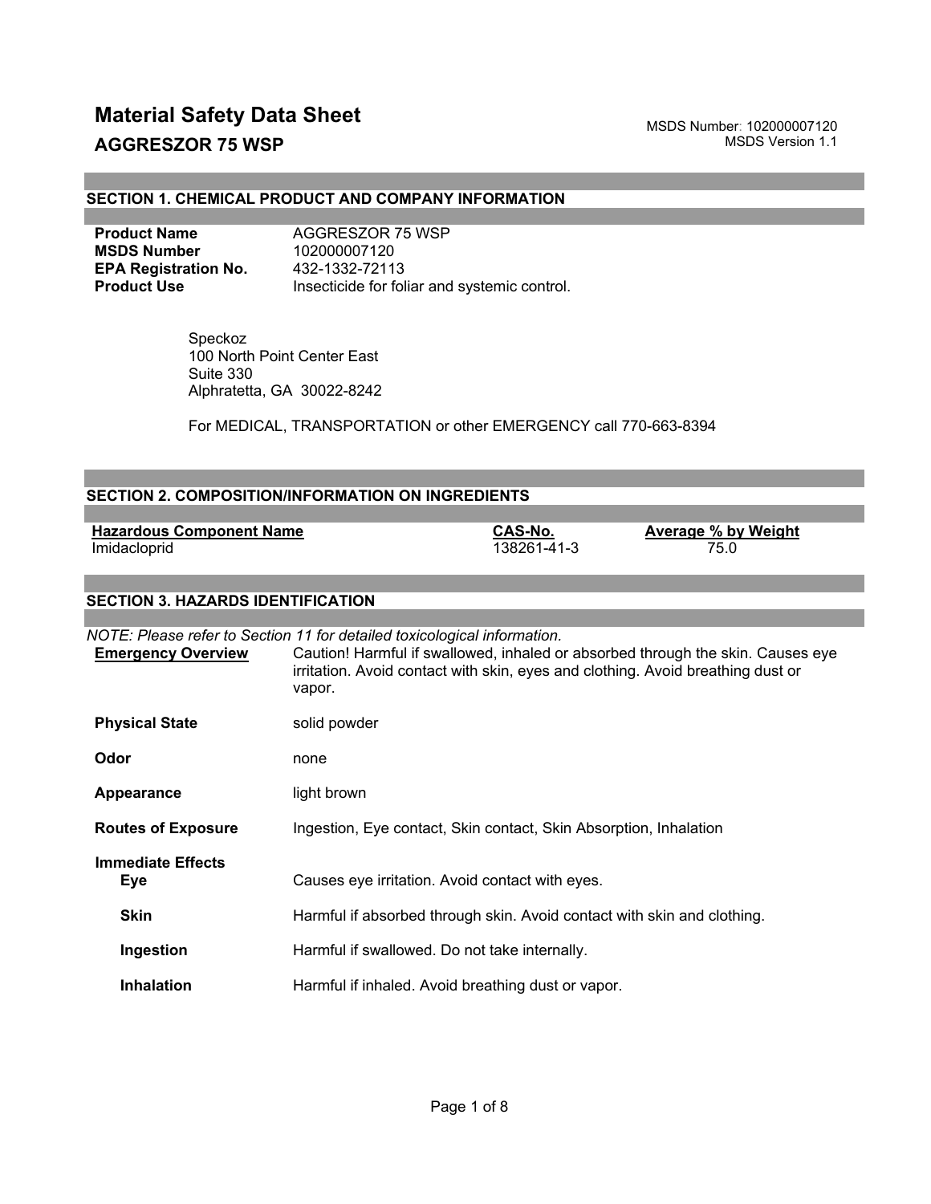# Material Safety Data Sheet

## AGGRESZOR 75 WSP

MSDS Number: 102000007120
MSDS Version 1.1

## SECTION 1. CHEMICAL PRODUCT AND COMPANY INFORMATION

| | |
|---|---|
| **Product Name** | AGGRESZOR 75 WSP |
| **MSDS Number** | 102000007120 |
| **EPA Registration No.** | 432-1332-72113 |
| **Product Use** | Insecticide for foliar and systemic control. |

Speckoz
100 North Point Center East
Suite 330
Alphratetta, GA 30022-8242

For MEDICAL, TRANSPORTATION or other EMERGENCY call 770-663-8394

## SECTION 2. COMPOSITION/INFORMATION ON INGREDIENTS

| Hazardous Component Name | CAS-No. | Average % by Weight |
|---|---|---|
| Imidacloprid | 138261-41-3 | 75.0 |

## SECTION 3. HAZARDS IDENTIFICATION

*NOTE: Please refer to Section 11 for detailed toxicological information.*

**Emergency Overview**
Caution! Harmful if swallowed, inhaled or absorbed through the skin. Causes eye irritation. Avoid contact with skin, eyes and clothing. Avoid breathing dust or vapor.

**Physical State**
solid powder

**Odor**
none

**Appearance**
light brown

**Routes of Exposure**
Ingestion, Eye contact, Skin contact, Skin Absorption, Inhalation

**Immediate Effects**

**Eye**
Causes eye irritation. Avoid contact with eyes.

**Skin**
Harmful if absorbed through skin. Avoid contact with skin and clothing.

**Ingestion**
Harmful if swallowed. Do not take internally.

**Inhalation**
Harmful if inhaled. Avoid breathing dust or vapor.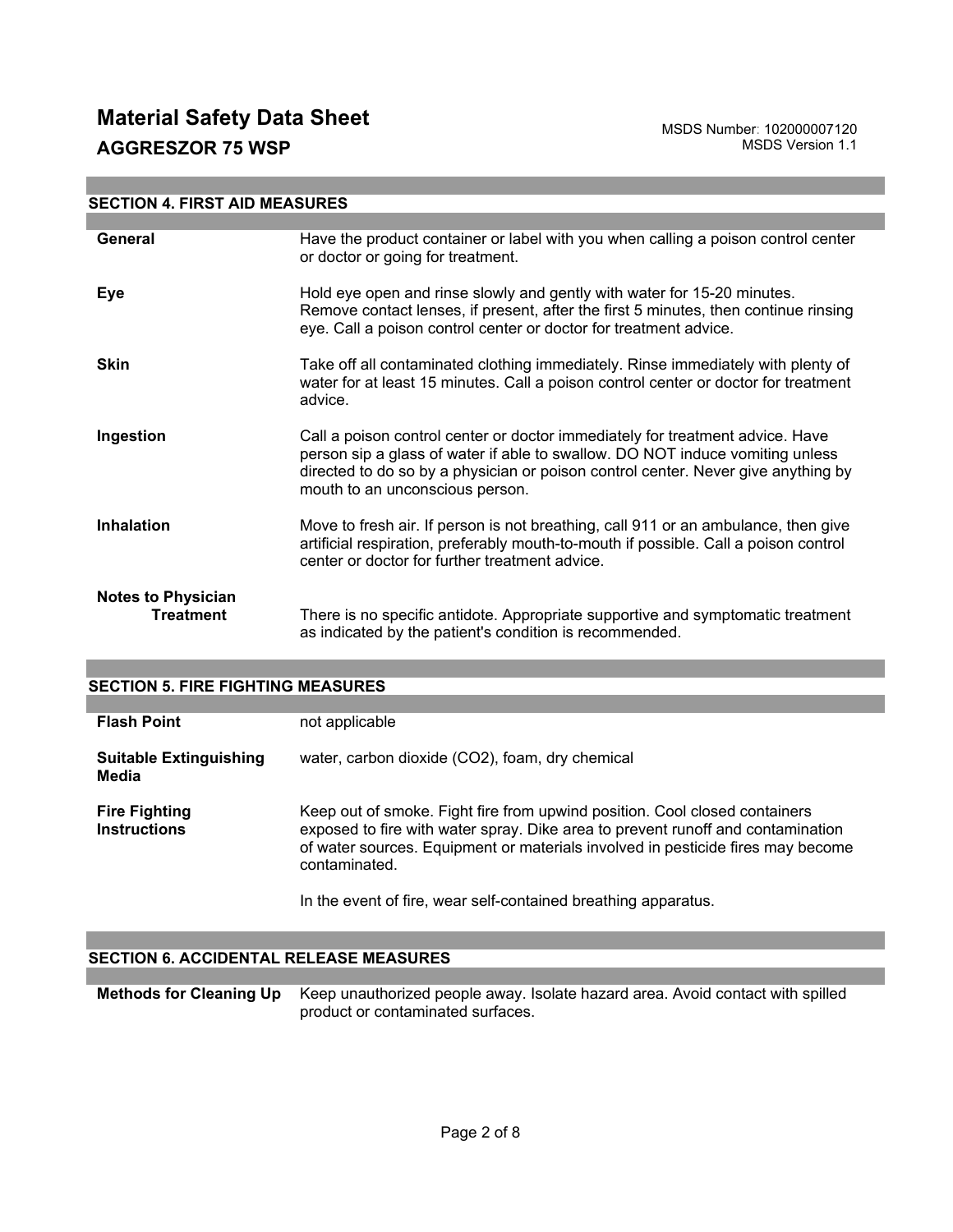## SECTION 4. FIRST AID MEASURES

**General**
Have the product container or label with you when calling a poison control center or doctor or going for treatment.

**Eye**
Hold eye open and rinse slowly and gently with water for 15-20 minutes. Remove contact lenses, if present, after the first 5 minutes, then continue rinsing eye. Call a poison control center or doctor for treatment advice.

**Skin**
Take off all contaminated clothing immediately. Rinse immediately with plenty of water for at least 15 minutes. Call a poison control center or doctor for treatment advice.

**Ingestion**
Call a poison control center or doctor immediately for treatment advice. Have person sip a glass of water if able to swallow. DO NOT induce vomiting unless directed to do so by a physician or poison control center. Never give anything by mouth to an unconscious person.

**Inhalation**
Move to fresh air. If person is not breathing, call 911 or an ambulance, then give artificial respiration, preferably mouth-to-mouth if possible. Call a poison control center or doctor for further treatment advice.

**Notes to Physician Treatment**
There is no specific antidote. Appropriate supportive and symptomatic treatment as indicated by the patient's condition is recommended.

## SECTION 5. FIRE FIGHTING MEASURES

**Flash Point**
not applicable

**Suitable Extinguishing Media**
water, carbon dioxide ($CO_2$), foam, dry chemical

**Fire Fighting Instructions**
Keep out of smoke. Fight fire from upwind position. Cool closed containers exposed to fire with water spray. Dike area to prevent runoff and contamination of water sources. Equipment or materials involved in pesticide fires may become contaminated.

In the event of fire, wear self-contained breathing apparatus.

## SECTION 6. ACCIDENTAL RELEASE MEASURES

**Methods for Cleaning Up**
Keep unauthorized people away. Isolate hazard area. Avoid contact with spilled product or contaminated surfaces.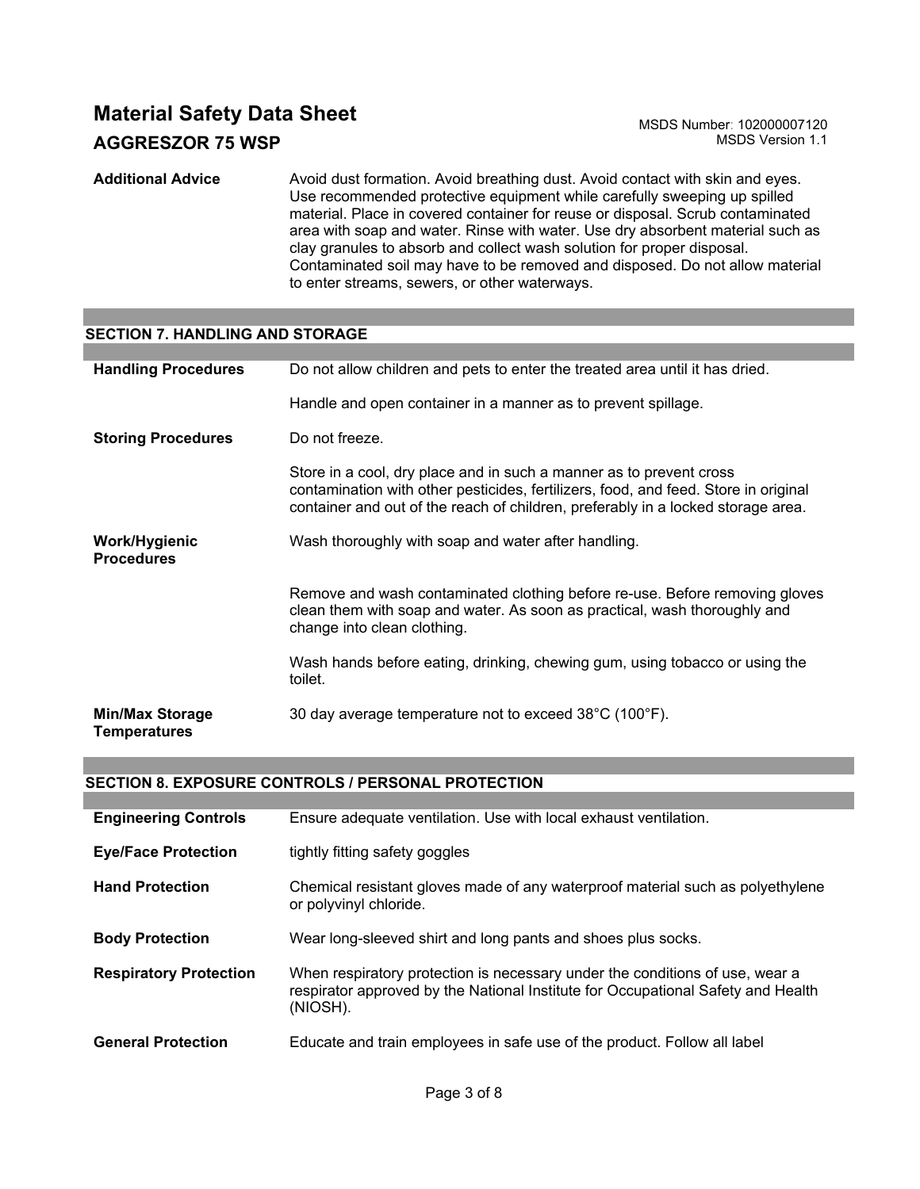| | |
|---|---|
| **Additional Advice** | Avoid dust formation. Avoid breathing dust. Avoid contact with skin and eyes. Use recommended protective equipment while carefully sweeping up spilled material. Place in covered container for reuse or disposal. Scrub contaminated area with soap and water. Rinse with water. Use dry absorbent material such as clay granules to absorb and collect wash solution for proper disposal. Contaminated soil may have to be removed and disposed. Do not allow material to enter streams, sewers, or other waterways. |

## SECTION 7. HANDLING AND STORAGE

| | |
|---|---|
| **Handling Procedures** | Do not allow children and pets to enter the treated area until it has dried.<br><br>Handle and open container in a manner as to prevent spillage. |
| **Storing Procedures** | Do not freeze.<br><br>Store in a cool, dry place and in such a manner as to prevent cross contamination with other pesticides, fertilizers, food, and feed. Store in original container and out of the reach of children, preferably in a locked storage area. |
| **Work/Hygienic Procedures** | Wash thoroughly with soap and water after handling.<br><br>Remove and wash contaminated clothing before re-use. Before removing gloves clean them with soap and water. As soon as practical, wash thoroughly and change into clean clothing.<br><br>Wash hands before eating, drinking, chewing gum, using tobacco or using the toilet. |
| **Min/Max Storage Temperatures** | 30 day average temperature not to exceed 38°C (100°F). |

## SECTION 8. EXPOSURE CONTROLS / PERSONAL PROTECTION

| | |
|---|---|
| **Engineering Controls** | Ensure adequate ventilation. Use with local exhaust ventilation. |
| **Eye/Face Protection** | tightly fitting safety goggles |
| **Hand Protection** | Chemical resistant gloves made of any waterproof material such as polyethylene or polyvinyl chloride. |
| **Body Protection** | Wear long-sleeved shirt and long pants and shoes plus socks. |
| **Respiratory Protection** | When respiratory protection is necessary under the conditions of use, wear a respirator approved by the National Institute for Occupational Safety and Health (NIOSH). |
| **General Protection** | Educate and train employees in safe use of the product. Follow all label |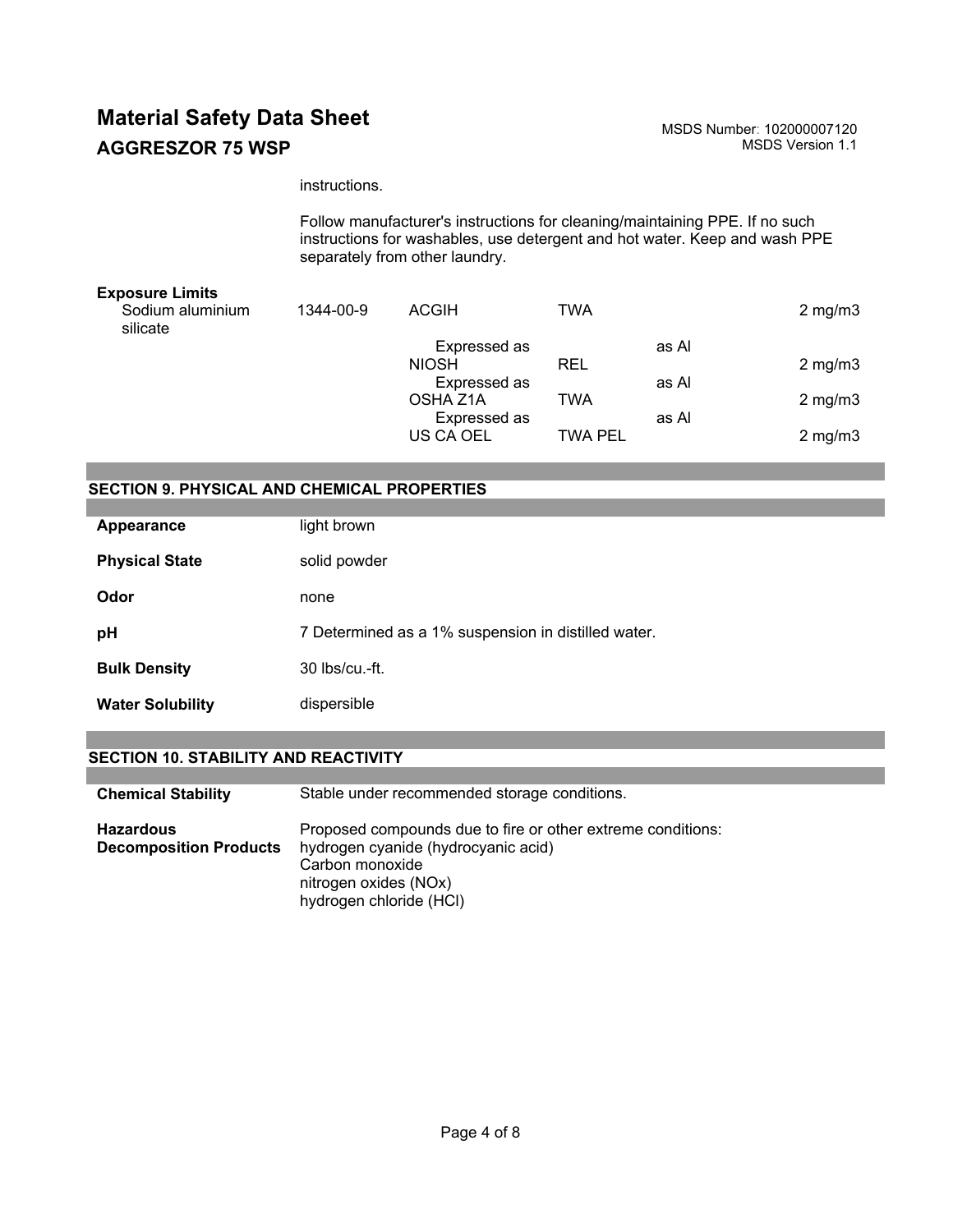instructions.

Follow manufacturer's instructions for cleaning/maintaining PPE. If no such instructions for washables, use detergent and hot water. Keep and wash PPE separately from other laundry.

**Exposure Limits**

| Component | CAS No. | Source | Type | Basis | Value |
|---|---|---|---|---|---|
| Sodium aluminium silicate | 1344-00-9 | ACGIH | TWA | | 2 mg/m3 |
| | | Expressed as | | as Al | |
| | | NIOSH | REL | | 2 mg/m3 |
| | | Expressed as | | as Al | |
| | | OSHA Z1A | TWA | | 2 mg/m3 |
| | | Expressed as | | as Al | |
| | | US CA OEL | TWA PEL | | 2 mg/m3 |

## SECTION 9. PHYSICAL AND CHEMICAL PROPERTIES

**Appearance** light brown

**Physical State** solid powder

**Odor** none

**pH** 7 Determined as a 1% suspension in distilled water.

**Bulk Density** 30 lbs/cu.-ft.

**Water Solubility** dispersible

## SECTION 10. STABILITY AND REACTIVITY

**Chemical Stability** Stable under recommended storage conditions.

**Hazardous Decomposition Products** Proposed compounds due to fire or other extreme conditions:
hydrogen cyanide (hydrocyanic acid)
Carbon monoxide
nitrogen oxides (NOx)
hydrogen chloride (HCl)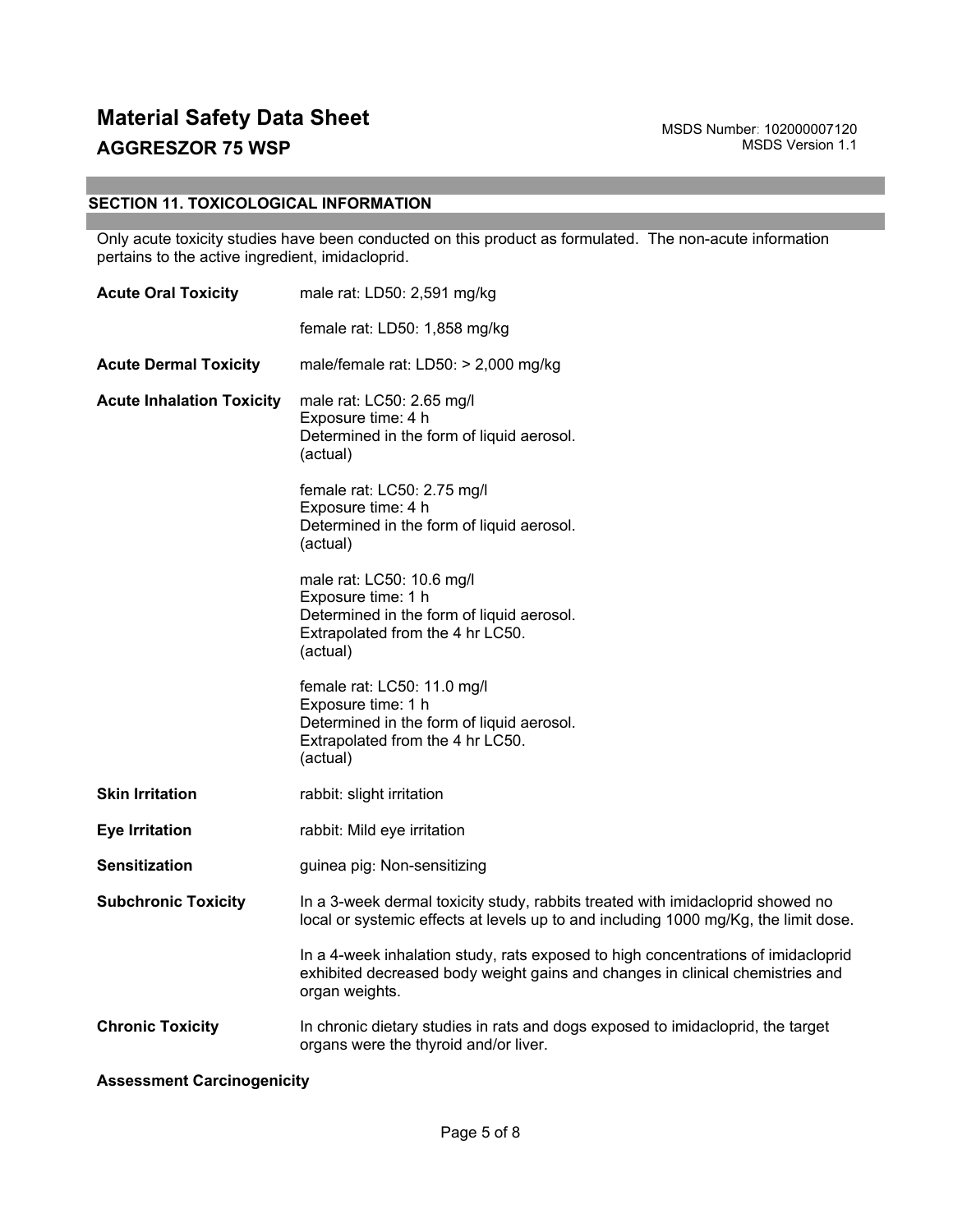# Material Safety Data Sheet

## AGGRESZOR 75 WSP

MSDS Number: 102000007120
MSDS Version 1.1

## SECTION 11. TOXICOLOGICAL INFORMATION

Only acute toxicity studies have been conducted on this product as formulated. The non-acute information pertains to the active ingredient, imidacloprid.

**Acute Oral Toxicity**

male rat: LD50: 2,591 mg/kg

female rat: LD50: 1,858 mg/kg

**Acute Dermal Toxicity**

male/female rat: LD50: > 2,000 mg/kg

**Acute Inhalation Toxicity**

male rat: LC50: 2.65 mg/l
Exposure time: 4 h
Determined in the form of liquid aerosol.
(actual)

female rat: LC50: 2.75 mg/l
Exposure time: 4 h
Determined in the form of liquid aerosol.
(actual)

male rat: LC50: 10.6 mg/l
Exposure time: 1 h
Determined in the form of liquid aerosol.
Extrapolated from the 4 hr LC50.
(actual)

female rat: LC50: 11.0 mg/l
Exposure time: 1 h
Determined in the form of liquid aerosol.
Extrapolated from the 4 hr LC50.
(actual)

**Skin Irritation**

rabbit: slight irritation

**Eye Irritation**

rabbit: Mild eye irritation

**Sensitization**

guinea pig: Non-sensitizing

**Subchronic Toxicity**

In a 3-week dermal toxicity study, rabbits treated with imidacloprid showed no local or systemic effects at levels up to and including 1000 mg/Kg, the limit dose.

In a 4-week inhalation study, rats exposed to high concentrations of imidacloprid exhibited decreased body weight gains and changes in clinical chemistries and organ weights.

**Chronic Toxicity**

In chronic dietary studies in rats and dogs exposed to imidacloprid, the target organs were the thyroid and/or liver.

**Assessment Carcinogenicity**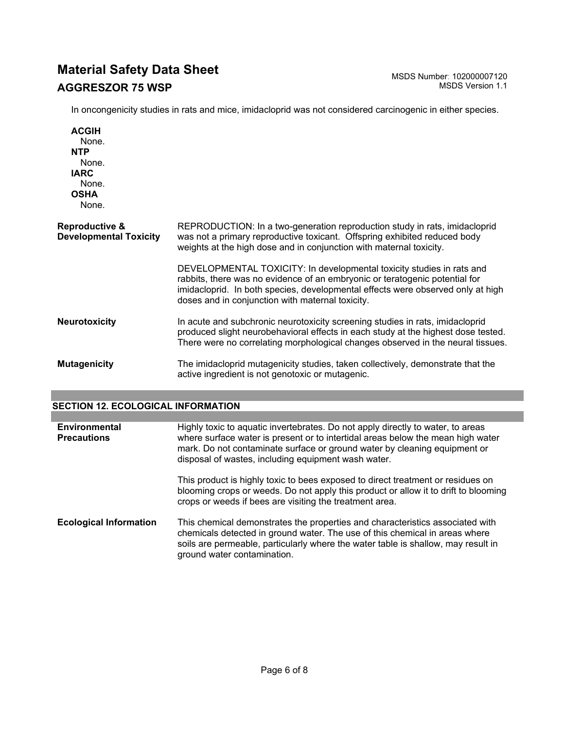In oncongenicity studies in rats and mice, imidacloprid was not considered carcinogenic in either species.

**ACGIH**
None.
**NTP**
None.
**IARC**
None.
**OSHA**
None.

**Reproductive & Developmental Toxicity**

REPRODUCTION: In a two-generation reproduction study in rats, imidacloprid was not a primary reproductive toxicant. Offspring exhibited reduced body weights at the high dose and in conjunction with maternal toxicity.

DEVELOPMENTAL TOXICITY: In developmental toxicity studies in rats and rabbits, there was no evidence of an embryonic or teratogenic potential for imidacloprid. In both species, developmental effects were observed only at high doses and in conjunction with maternal toxicity.

**Neurotoxicity**

In acute and subchronic neurotoxicity screening studies in rats, imidacloprid produced slight neurobehavioral effects in each study at the highest dose tested. There were no correlating morphological changes observed in the neural tissues.

**Mutagenicity**

The imidacloprid mutagenicity studies, taken collectively, demonstrate that the active ingredient is not genotoxic or mutagenic.

## SECTION 12. ECOLOGICAL INFORMATION

**Environmental Precautions**

Highly toxic to aquatic invertebrates. Do not apply directly to water, to areas where surface water is present or to intertidal areas below the mean high water mark. Do not contaminate surface or ground water by cleaning equipment or disposal of wastes, including equipment wash water.

This product is highly toxic to bees exposed to direct treatment or residues on blooming crops or weeds. Do not apply this product or allow it to drift to blooming crops or weeds if bees are visiting the treatment area.

**Ecological Information**

This chemical demonstrates the properties and characteristics associated with chemicals detected in ground water. The use of this chemical in areas where soils are permeable, particularly where the water table is shallow, may result in ground water contamination.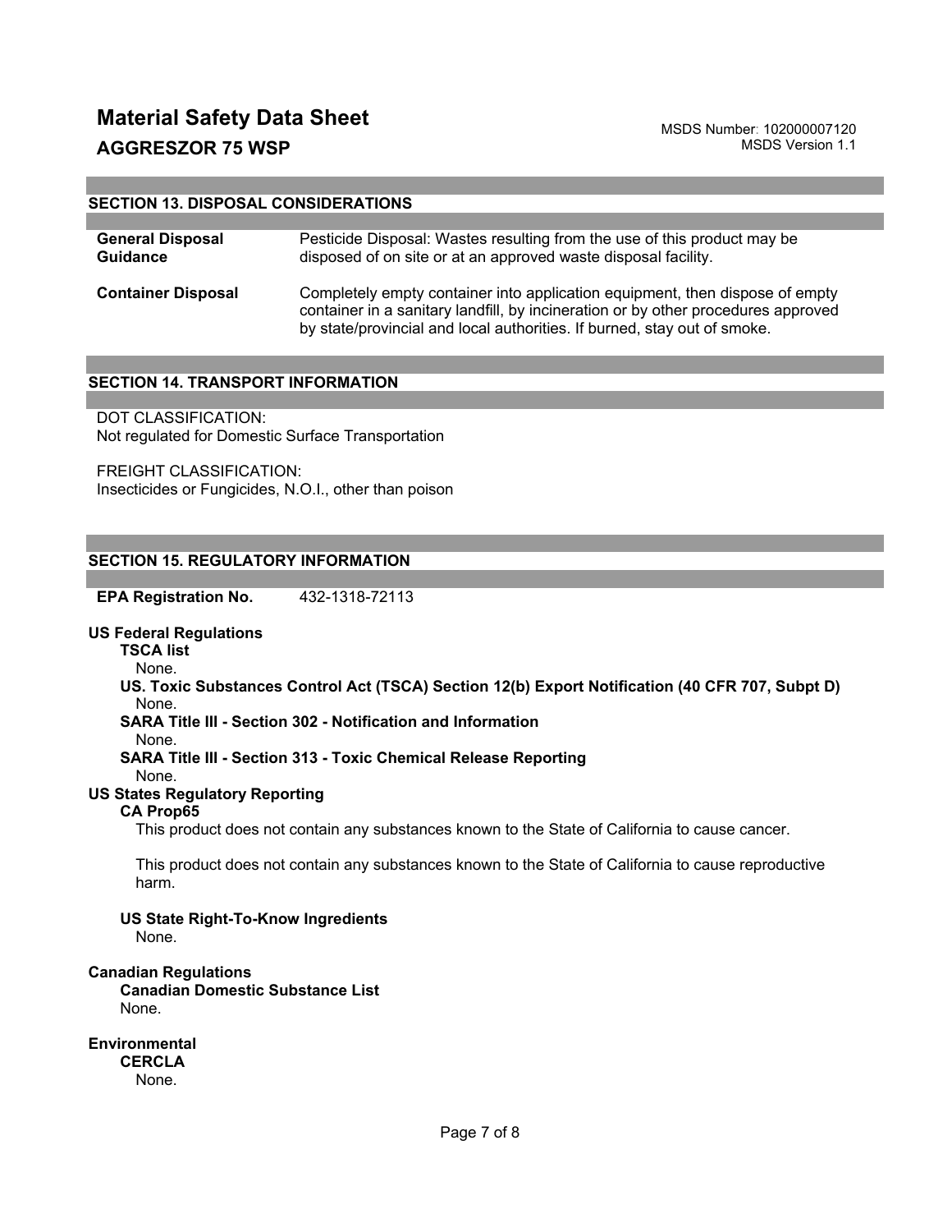# Material Safety Data Sheet

## AGGRESZOR 75 WSP

MSDS Number: 102000007120
MSDS Version 1.1

## SECTION 13. DISPOSAL CONSIDERATIONS

**General Disposal Guidance**
Pesticide Disposal: Wastes resulting from the use of this product may be disposed of on site or at an approved waste disposal facility.

**Container Disposal**
Completely empty container into application equipment, then dispose of empty container in a sanitary landfill, by incineration or by other procedures approved by state/provincial and local authorities. If burned, stay out of smoke.

## SECTION 14. TRANSPORT INFORMATION

DOT CLASSIFICATION:
Not regulated for Domestic Surface Transportation

FREIGHT CLASSIFICATION:
Insecticides or Fungicides, N.O.I., other than poison

## SECTION 15. REGULATORY INFORMATION

**EPA Registration No.** 432-1318-72113

**US Federal Regulations**

**TSCA list**
None.

**US. Toxic Substances Control Act (TSCA) Section 12(b) Export Notification (40 CFR 707, Subpt D)**
None.

**SARA Title III - Section 302 - Notification and Information**
None.

**SARA Title III - Section 313 - Toxic Chemical Release Reporting**
None.

**US States Regulatory Reporting**

**CA Prop65**
This product does not contain any substances known to the State of California to cause cancer.

This product does not contain any substances known to the State of California to cause reproductive harm.

**US State Right-To-Know Ingredients**
None.

**Canadian Regulations**

**Canadian Domestic Substance List**
None.

**Environmental**

**CERCLA**
None.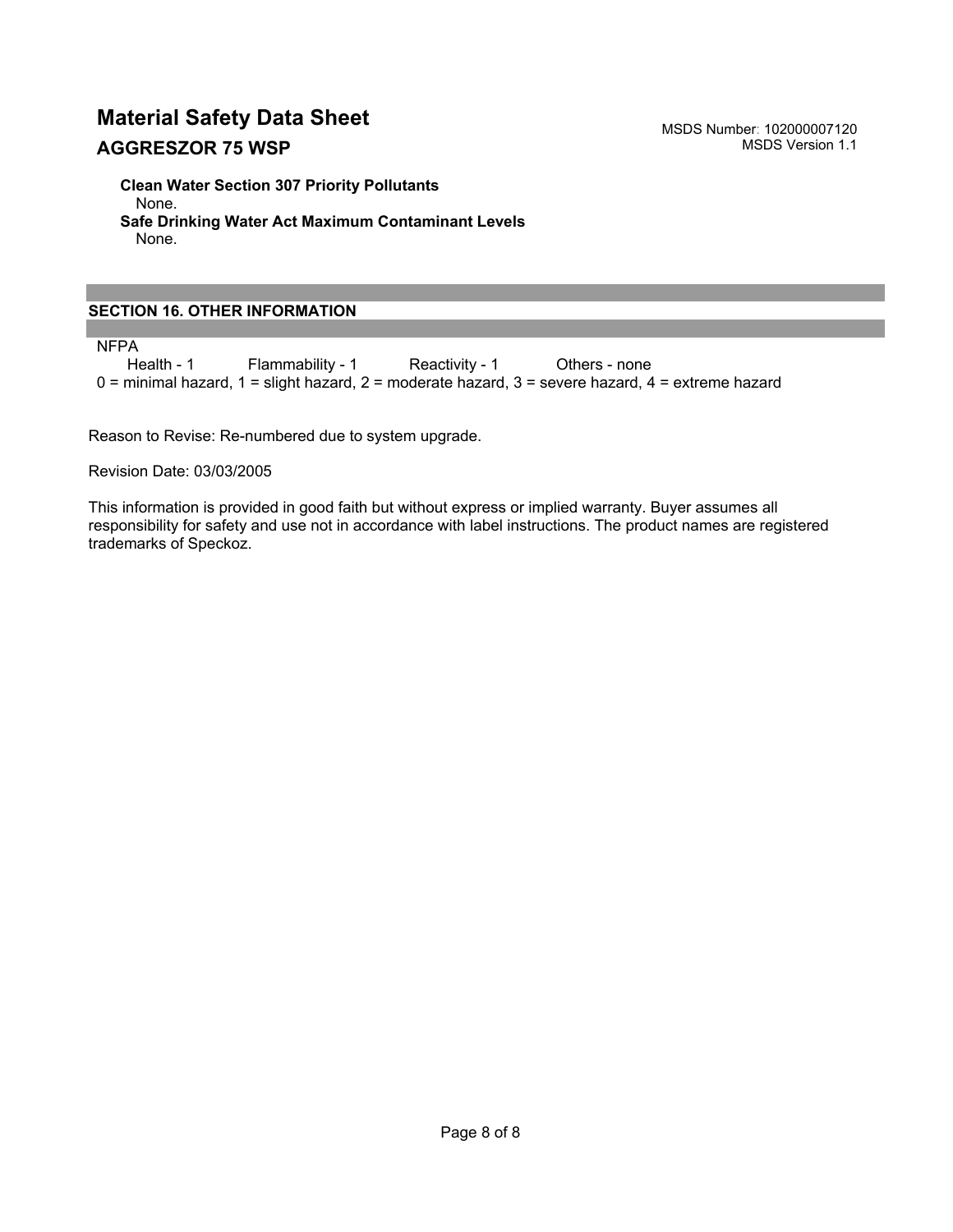**Clean Water Section 307 Priority Pollutants**

None.

**Safe Drinking Water Act Maximum Contaminant Levels**

None.

## SECTION 16. OTHER INFORMATION

NFPA

Health - 1 Flammability - 1 Reactivity - 1 Others - none

0 = minimal hazard, 1 = slight hazard, 2 = moderate hazard, 3 = severe hazard, 4 = extreme hazard

Reason to Revise: Re-numbered due to system upgrade.

Revision Date: 03/03/2005

This information is provided in good faith but without express or implied warranty. Buyer assumes all responsibility for safety and use not in accordance with label instructions. The product names are registered trademarks of Speckoz.